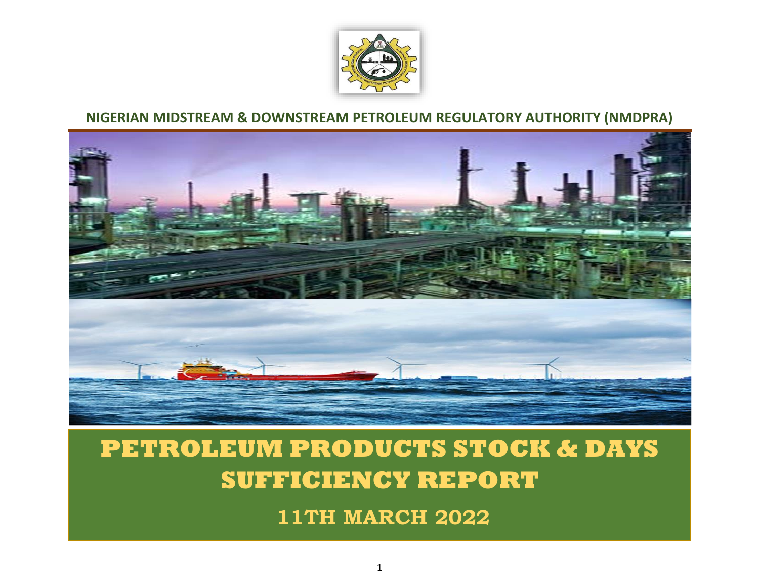**NIGERIAN MIDSTREAM & DOWNSTREAM PETROLEUM REGULATORY AUTHORITY (NMDPRA)**

# PETROLEUM PRODUCTS STOCK & DAYS SUFFICIENCY REPORT

## 11TH MARCH 2022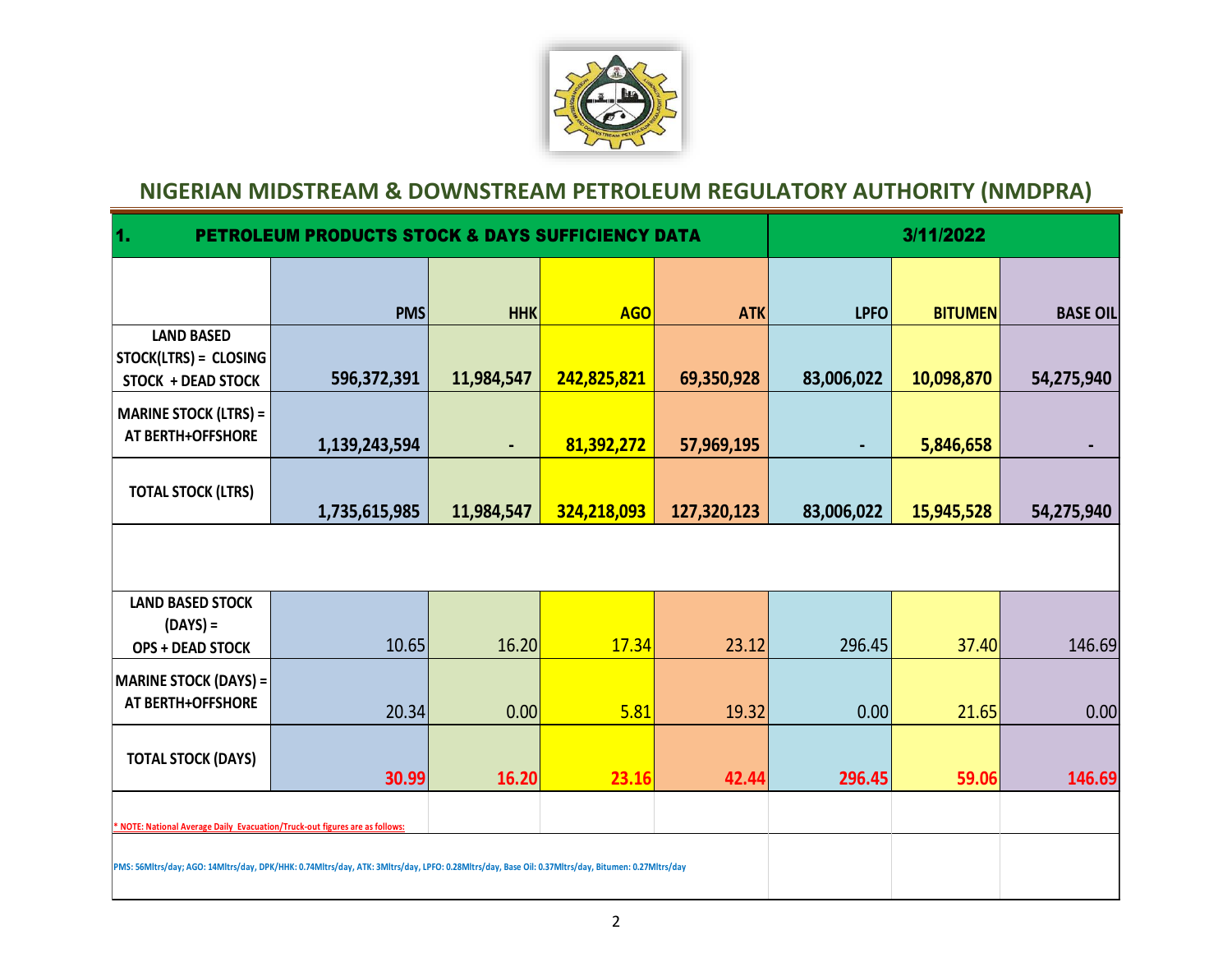## NIGERIAN MIDSTREAM & DOWNSTREAM PETROLEUM REGULATORY AUTHORITY (NMDPRA)

| 1. PETROLEUM PRODUCTS STOCK & DAYS SUFFICIENCY DATA | | | | | 3/11/2022 | | |
|---|---|---|---|---|---|---|---|
| | **PMS** | **HHK** | **AGO** | **ATK** | **LPFO** | **BITUMEN** | **BASE OIL** |
| **LAND BASED STOCK(LTRS) = CLOSING STOCK + DEAD STOCK** | **596,372,391** | **11,984,547** | **242,825,821** | **69,350,928** | **83,006,022** | **10,098,870** | **54,275,940** |
| **MARINE STOCK (LTRS) = AT BERTH+OFFSHORE** | **1,139,243,594** | **-** | **81,392,272** | **57,969,195** | **-** | **5,846,658** | **-** |
| **TOTAL STOCK (LTRS)** | **1,735,615,985** | **11,984,547** | **324,218,093** | **127,320,123** | **83,006,022** | **15,945,528** | **54,275,940** |
| | | | | | | | |
| **LAND BASED STOCK (DAYS) = OPS + DEAD STOCK** | 10.65 | 16.20 | 17.34 | 23.12 | 296.45 | 37.40 | 146.69 |
| **MARINE STOCK (DAYS) = AT BERTH+OFFSHORE** | 20.34 | 0.00 | 5.81 | 19.32 | 0.00 | 21.65 | 0.00 |
| **TOTAL STOCK (DAYS)** | **30.99** | **16.20** | **23.16** | **42.44** | **296.45** | **59.06** | **146.69** |

* NOTE: National Average Daily Evacuation/Truck-out figures are as follows:

PMS: 56Mltrs/day; AGO: 14Mltrs/day, DPK/HHK: 0.74Mltrs/day, ATK: 3Mltrs/day, LPFO: 0.28Mltrs/day, Base Oil: 0.37Mltrs/day, Bitumen: 0.27Mltrs/day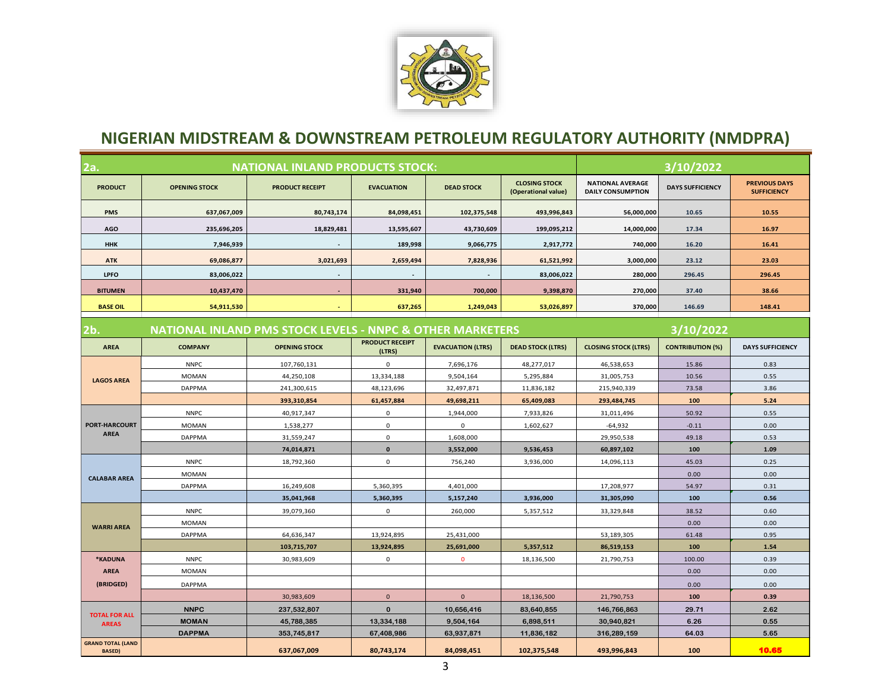# NIGERIAN MIDSTREAM & DOWNSTREAM PETROLEUM REGULATORY AUTHORITY (NMDPRA)

## 2a. NATIONAL INLAND PRODUCTS STOCK: 3/10/2022

| PRODUCT | OPENING STOCK | PRODUCT RECEIPT | EVACUATION | DEAD STOCK | CLOSING STOCK (Operational value) | NATIONAL AVERAGE DAILY CONSUMPTION | DAYS SUFFICIENCY | PREVIOUS DAYS SUFFICIENCY |
|---|---|---|---|---|---|---|---|---|
| PMS | 637,067,009 | 80,743,174 | 84,098,451 | 102,375,548 | 493,996,843 | 56,000,000 | 10.65 | 10.55 |
| AGO | 235,696,205 | 18,829,481 | 13,595,607 | 43,730,609 | 199,095,212 | 14,000,000 | 17.34 | 16.97 |
| HHK | 7,946,939 | - | 189,998 | 9,066,775 | 2,917,772 | 740,000 | 16.20 | 16.41 |
| ATK | 69,086,877 | 3,021,693 | 2,659,494 | 7,828,936 | 61,521,992 | 3,000,000 | 23.12 | 23.03 |
| LPFO | 83,006,022 | - | - | - | 83,006,022 | 280,000 | 296.45 | 296.45 |
| BITUMEN | 10,437,470 | - | 331,940 | 700,000 | 9,398,870 | 270,000 | 37.40 | 38.66 |
| BASE OIL | 54,911,530 | - | 637,265 | 1,249,043 | 53,026,897 | 370,000 | 146.69 | 148.41 |

## 2b. NATIONAL INLAND PMS STOCK LEVELS - NNPC & OTHER MARKETERS 3/10/2022

| AREA | COMPANY | OPENING STOCK | PRODUCT RECEIPT (LTRS) | EVACUATION (LTRS) | DEAD STOCK (LTRS) | CLOSING STOCK (LTRS) | CONTRIBUTION (%) | DAYS SUFFICIENCY |
|---|---|---|---|---|---|---|---|---|
| LAGOS AREA | NNPC | 107,760,131 | 0 | 7,696,176 | 48,277,017 | 46,538,653 | 15.86 | 0.83 |
| | MOMAN | 44,250,108 | 13,334,188 | 9,504,164 | 5,295,884 | 31,005,753 | 10.56 | 0.55 |
| | DAPPMA | 241,300,615 | 48,123,696 | 32,497,871 | 11,836,182 | 215,940,339 | 73.58 | 3.86 |
| | | **393,310,854** | **61,457,884** | **49,698,211** | **65,409,083** | **293,484,745** | **100** | **5.24** |
| PORT-HARCOURT AREA | NNPC | 40,917,347 | 0 | 1,944,000 | 7,933,826 | 31,011,496 | 50.92 | 0.55 |
| | MOMAN | 1,538,277 | 0 | 0 | 1,602,627 | -64,932 | -0.11 | 0.00 |
| | DAPPMA | 31,559,247 | 0 | 1,608,000 | | 29,950,538 | 49.18 | 0.53 |
| | | **74,014,871** | **0** | **3,552,000** | **9,536,453** | **60,897,102** | **100** | **1.09** |
| CALABAR AREA | NNPC | 18,792,360 | 0 | 756,240 | 3,936,000 | 14,096,113 | 45.03 | 0.25 |
| | MOMAN | | | | | | 0.00 | 0.00 |
| | DAPPMA | 16,249,608 | 5,360,395 | 4,401,000 | | 17,208,977 | 54.97 | 0.31 |
| | | **35,041,968** | **5,360,395** | **5,157,240** | **3,936,000** | **31,305,090** | **100** | **0.56** |
| WARRI AREA | NNPC | 39,079,360 | 0 | 260,000 | 5,357,512 | 33,329,848 | 38.52 | 0.60 |
| | MOMAN | | | | | | 0.00 | 0.00 |
| | DAPPMA | 64,636,347 | 13,924,895 | 25,431,000 | | 53,189,305 | 61.48 | 0.95 |
| | | **103,715,707** | **13,924,895** | **25,691,000** | **5,357,512** | **86,519,153** | **100** | **1.54** |
| *KADUNA AREA (BRIDGED) | NNPC | 30,983,609 | 0 | 0 | 18,136,500 | 21,790,753 | 100.00 | 0.39 |
| | MOMAN | | | | | | 0.00 | 0.00 |
| | DAPPMA | | | | | | 0.00 | 0.00 |
| | | 30,983,609 | 0 | 0 | 18,136,500 | 21,790,753 | **100** | **0.39** |
| TOTAL FOR ALL AREAS | **NNPC** | **237,532,807** | **0** | **10,656,416** | **83,640,855** | **146,766,863** | **29.71** | **2.62** |
| | **MOMAN** | **45,788,385** | **13,334,188** | **9,504,164** | **6,898,511** | **30,940,821** | **6.26** | **0.55** |
| | **DAPPMA** | **353,745,817** | **67,408,986** | **63,937,871** | **11,836,182** | **316,289,159** | **64.03** | **5.65** |
| GRAND TOTAL (LAND BASED) | | **637,067,009** | **80,743,174** | **84,098,451** | **102,375,548** | **493,996,843** | **100** | **10.65** |